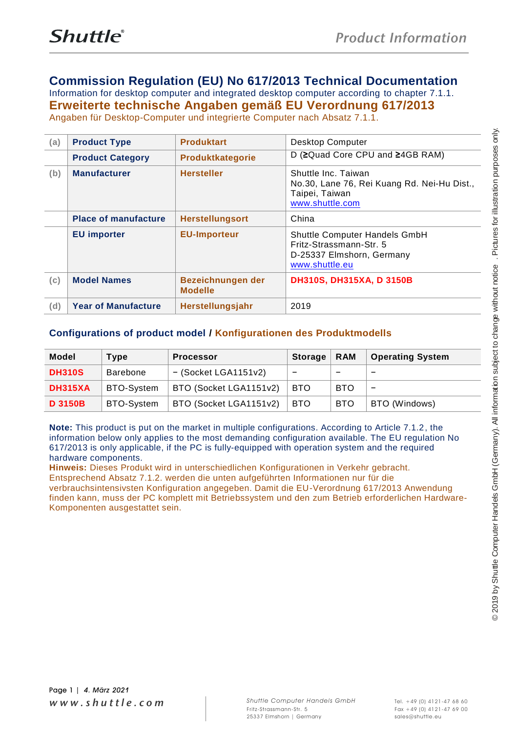# Commission Regulation (EU) No 617/2013 Technical Documentation

Information for desktop computer and integrated desktop computer according to chapter 7.1.1.

# Erweiterte technische Angaben gemäß EU Verordnung 617/2013

Angaben für Desktop-Computer und integrierte Computer nach Absatz 7.1.1.

| | | | |
|---|---|---|---|
| (a) | **Product Type** | **Produktart** | Desktop Computer |
| | **Product Category** | **Produktkategorie** | D (≥Quad Core CPU and ≥4GB RAM) |
| (b) | **Manufacturer** | **Hersteller** | Shuttle Inc. Taiwan<br>No.30, Lane 76, Rei Kuang Rd. Nei-Hu Dist., Taipei, Taiwan<br>www.shuttle.com |
| | **Place of manufacture** | **Herstellungsort** | China |
| | **EU importer** | **EU-Importeur** | Shuttle Computer Handels GmbH<br>Fritz-Strassmann-Str. 5<br>D-25337 Elmshorn, Germany<br>www.shuttle.eu |
| (c) | **Model Names** | **Bezeichnungen der Modelle** | **DH310S, DH315XA, D 3150B** |
| (d) | **Year of Manufacture** | **Herstellungsjahr** | 2019 |

## Configurations of product model / Konfigurationen des Produktmodells

| Model | Type | Processor | Storage | RAM | Operating System |
|---|---|---|---|---|---|
| **DH310S** | Barebone | – (Socket LGA1151v2) | – | – | – |
| **DH315XA** | BTO-System | BTO (Socket LGA1151v2) | BTO | BTO | – |
| **D 3150B** | BTO-System | BTO (Socket LGA1151v2) | BTO | BTO | BTO (Windows) |

**Note:** This product is put on the market in multiple configurations. According to Article 7.1.2, the information below only applies to the most demanding configuration available. The EU regulation No 617/2013 is only applicable, if the PC is fully-equipped with operation system and the required hardware components.

**Hinweis:** Dieses Produkt wird in unterschiedlichen Konfigurationen in Verkehr gebracht. Entsprechend Absatz 7.1.2. werden die unten aufgeführten Informationen nur für die verbrauchsintensivsten Konfiguration angegeben. Damit die EU-Verordnung 617/2013 Anwendung finden kann, muss der PC komplett mit Betriebssystem und den zum Betrieb erforderlichen Hardware-Komponenten ausgestattet sein.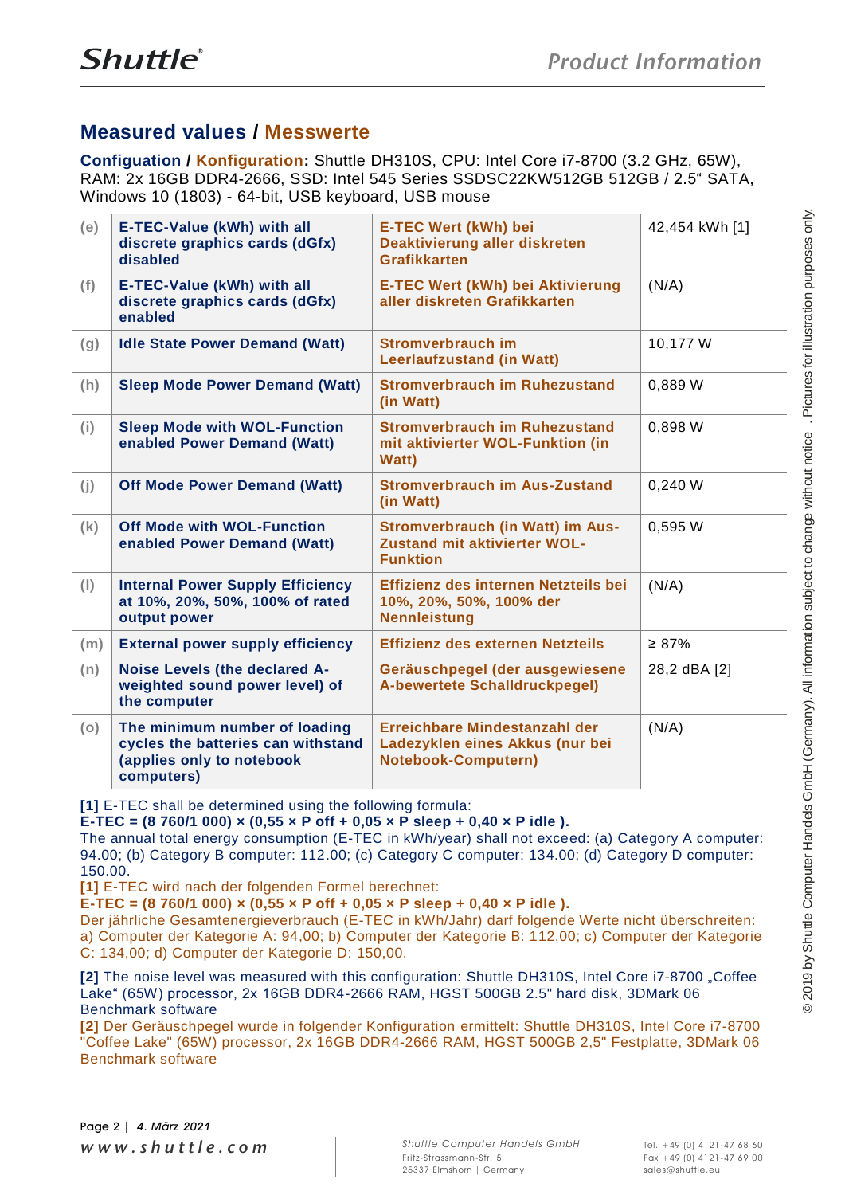## Measured values / Messwerte

**Configuation / Konfiguration:** Shuttle DH310S, CPU: Intel Core i7-8700 (3.2 GHz, 65W), RAM: 2x 16GB DDR4-2666, SSD: Intel 545 Series SSDSC22KW512GB 512GB / 2.5" SATA, Windows 10 (1803) - 64-bit, USB keyboard, USB mouse

| | | | |
|---|---|---|---|
| (e) | **E-TEC-Value (kWh) with all discrete graphics cards (dGfx) disabled** | **E-TEC Wert (kWh) bei Deaktivierung aller diskreten Grafikkarten** | 42,454 kWh [1] |
| (f) | **E-TEC-Value (kWh) with all discrete graphics cards (dGfx) enabled** | **E-TEC Wert (kWh) bei Aktivierung aller diskreten Grafikkarten** | (N/A) |
| (g) | **Idle State Power Demand (Watt)** | **Stromverbrauch im Leerlaufzustand (in Watt)** | 10,177 W |
| (h) | **Sleep Mode Power Demand (Watt)** | **Stromverbrauch im Ruhezustand (in Watt)** | 0,889 W |
| (i) | **Sleep Mode with WOL-Function enabled Power Demand (Watt)** | **Stromverbrauch im Ruhezustand mit aktivierter WOL-Funktion (in Watt)** | 0,898 W |
| (j) | **Off Mode Power Demand (Watt)** | **Stromverbrauch im Aus-Zustand (in Watt)** | 0,240 W |
| (k) | **Off Mode with WOL-Function enabled Power Demand (Watt)** | **Stromverbrauch (in Watt) im Aus-Zustand mit aktivierter WOL-Funktion** | 0,595 W |
| (l) | **Internal Power Supply Efficiency at 10%, 20%, 50%, 100% of rated output power** | **Effizienz des internen Netzteils bei 10%, 20%, 50%, 100% der Nennleistung** | (N/A) |
| (m) | **External power supply efficiency** | **Effizienz des externen Netzteils** | ≥ 87% |
| (n) | **Noise Levels (the declared A-weighted sound power level) of the computer** | **Geräuschpegel (der ausgewiesene A-bewertete Schalldruckpegel)** | 28,2 dBA [2] |
| (o) | **The minimum number of loading cycles the batteries can withstand (applies only to notebook computers)** | **Erreichbare Mindestanzahl der Ladezyklen eines Akkus (nur bei Notebook-Computern)** | (N/A) |

**[1]** E-TEC shall be determined using the following formula:
**E-TEC = (8 760/1 000) × (0,55 × P off + 0,05 × P sleep + 0,40 × P idle ).**
The annual total energy consumption (E-TEC in kWh/year) shall not exceed: (a) Category A computer: 94.00; (b) Category B computer: 112.00; (c) Category C computer: 134.00; (d) Category D computer: 150.00.

**[1]** E-TEC wird nach der folgenden Formel berechnet:
**E-TEC = (8 760/1 000) × (0,55 × P off + 0,05 × P sleep + 0,40 × P idle ).**
Der jährliche Gesamtenergieverbrauch (E-TEC in kWh/Jahr) darf folgende Werte nicht überschreiten: a) Computer der Kategorie A: 94,00; b) Computer der Kategorie B: 112,00; c) Computer der Kategorie C: 134,00; d) Computer der Kategorie D: 150,00.

**[2]** The noise level was measured with this configuration: Shuttle DH310S, Intel Core i7-8700 „Coffee Lake" (65W) processor, 2x 16GB DDR4-2666 RAM, HGST 500GB 2.5" hard disk, 3DMark 06 Benchmark software

**[2]** Der Geräuschpegel wurde in folgender Konfiguration ermittelt: Shuttle DH310S, Intel Core i7-8700 "Coffee Lake" (65W) processor, 2x 16GB DDR4-2666 RAM, HGST 500GB 2,5" Festplatte, 3DMark 06 Benchmark software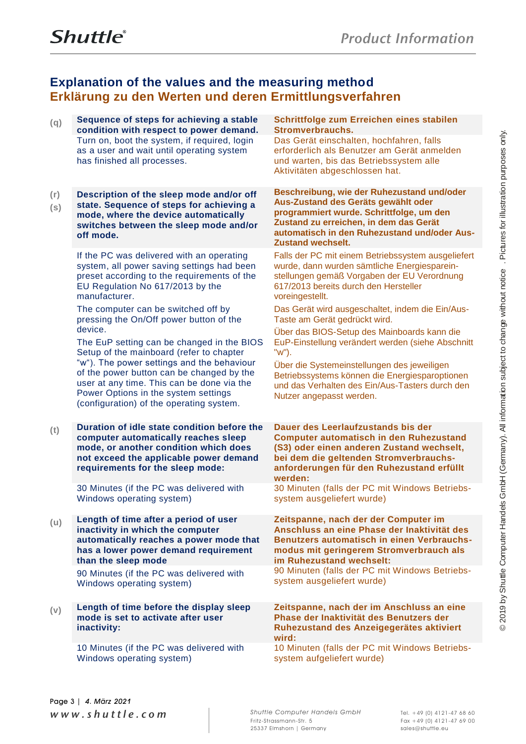## Explanation of the values and the measuring method
## Erklärung zu den Werten und deren Ermittlungsverfahren

| | English | Deutsch |
|---|---|---|
| (q) | **Sequence of steps for achieving a stable condition with respect to power demand.** | **Schrittfolge zum Erreichen eines stabilen Stromverbrauchs.** |
| | Turn on, boot the system, if required, login as a user and wait until operating system has finished all processes. | Das Gerät einschalten, hochfahren, falls erforderlich als Benutzer am Gerät anmelden und warten, bis das Betriebssystem alle Aktivitäten abgeschlossen hat. |
| (r) (s) | **Description of the sleep mode and/or off state. Sequence of steps for achieving a mode, where the device automatically switches between the sleep mode and/or off mode.** | **Beschreibung, wie der Ruhezustand und/oder Aus-Zustand des Geräts gewählt oder programmiert wurde. Schrittfolge, um den Zustand zu erreichen, in dem das Gerät automatisch in den Ruhezustand und/oder Aus-Zustand wechselt.** |
| | If the PC was delivered with an operating system, all power saving settings had been preset according to the requirements of the EU Regulation No 617/2013 by the manufacturer. | Falls der PC mit einem Betriebssystem ausgeliefert wurde, dann wurden sämtliche Energiespareinstellungen gemäß Vorgaben der EU Verordnung 617/2013 bereits durch den Hersteller voreingestellt. |
| | The computer can be switched off by pressing the On/Off power button of the device. | Das Gerät wird ausgeschaltet, indem die Ein/Aus-Taste am Gerät gedrückt wird. |
| | The EuP setting can be changed in the BIOS Setup of the mainboard (refer to chapter "w"). The power settings and the behaviour of the power button can be changed by the user at any time. This can be done via the Power Options in the system settings (configuration) of the operating system. | Über das BIOS-Setup des Mainboards kann die EuP-Einstellung verändert werden (siehe Abschnitt "w"). Über die Systemeinstellungen des jeweiligen Betriebssystems können die Energiesparoptionen und das Verhalten des Ein/Aus-Tasters durch den Nutzer angepasst werden. |
| (t) | **Duration of idle state condition before the computer automatically reaches sleep mode, or another condition which does not exceed the applicable power demand requirements for the sleep mode:** | **Dauer des Leerlaufzustands bis der Computer automatisch in den Ruhezustand (S3) oder einen anderen Zustand wechselt, bei dem die geltenden Stromverbrauchs-anforderungen für den Ruhezustand erfüllt werden:** |
| | 30 Minutes (if the PC was delivered with Windows operating system) | 30 Minuten (falls der PC mit Windows Betriebs-system ausgeliefert wurde) |
| (u) | **Length of time after a period of user inactivity in which the computer automatically reaches a power mode that has a lower power demand requirement than the sleep mode** | **Zeitspanne, nach der der Computer im Anschluss an eine Phase der Inaktivität des Benutzers automatisch in einen Verbrauchs-modus mit geringerem Stromverbrauch als im Ruhezustand wechselt:** |
| | 90 Minutes (if the PC was delivered with Windows operating system) | 90 Minuten (falls der PC mit Windows Betriebs-system ausgeliefert wurde) |
| (v) | **Length of time before the display sleep mode is set to activate after user inactivity:** | **Zeitspanne, nach der im Anschluss an eine Phase der Inaktivität des Benutzers der Ruhezustand des Anzeigegerätes aktiviert wird:** |
| | 10 Minutes (if the PC was delivered with Windows operating system) | 10 Minuten (falls der PC mit Windows Betriebs-system aufgeliefert wurde) |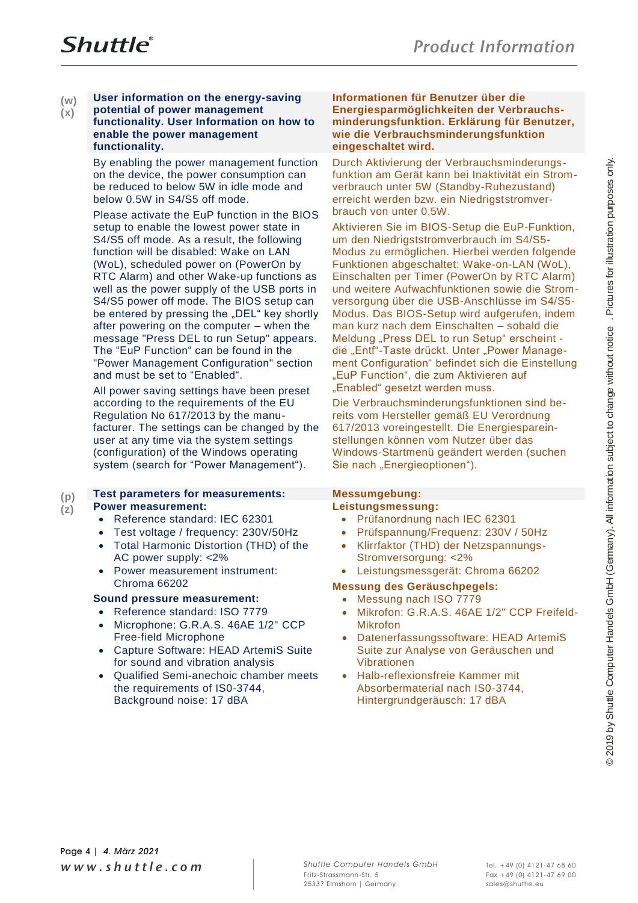**(w) (x)**

**User information on the energy-saving potential of power management functionality. User Information on how to enable the power management functionality.**

By enabling the power management function on the device, the power consumption can be reduced to below 5W in idle mode and below 0.5W in S4/S5 off mode.

Please activate the EuP function in the BIOS setup to enable the lowest power state in S4/S5 off mode. As a result, the following function will be disabled: Wake on LAN (WoL), scheduled power on (PowerOn by RTC Alarm) and other Wake-up functions as well as the power supply of the USB ports in S4/S5 power off mode. The BIOS setup can be entered by pressing the „DEL" key shortly after powering on the computer – when the message "Press DEL to run Setup" appears. The "EuP Function" can be found in the "Power Management Configuration" section and must be set to "Enabled".

All power saving settings have been preset according to the requirements of the EU Regulation No 617/2013 by the manufacturer. The settings can be changed by the user at any time via the system settings (configuration) of the Windows operating system (search for "Power Management").

**Informationen für Benutzer über die Energiesparmöglichkeiten der Verbrauchsminderungsfunktion. Erklärung für Benutzer, wie die Verbrauchsminderungsfunktion eingeschaltet wird.**

Durch Aktivierung der Verbrauchsminderungsfunktion am Gerät kann bei Inaktivität ein Stromverbrauch unter 5W (Standby-Ruhezustand) erreicht werden bzw. ein Niedrigststromverbrauch von unter 0,5W.

Aktivieren Sie im BIOS-Setup die EuP-Funktion, um den Niedrigststromverbrauch im S4/S5-Modus zu ermöglichen. Hierbei werden folgende Funktionen abgeschaltet: Wake-on-LAN (WoL), Einschalten per Timer (PowerOn by RTC Alarm) und weitere Aufwachfunktionen sowie die Stromversorgung über die USB-Anschlüsse im S4/S5-Modus. Das BIOS-Setup wird aufgerufen, indem man kurz nach dem Einschalten – sobald die Meldung „Press DEL to run Setup" erscheint - die „Entf"-Taste drückt. Unter „Power Management Configuration" befindet sich die Einstellung „EuP Function", die zum Aktivieren auf „Enabled" gesetzt werden muss.

Die Verbrauchsminderungsfunktionen sind bereits vom Hersteller gemäß EU Verordnung 617/2013 voreingestellt. Die Energieeinstellungen können vom Nutzer über das Windows-Startmenü geändert werden (suchen Sie nach „Energieoptionen").

**(p) (z)**

**Test parameters for measurements:**

**Power measurement:**

- Reference standard: IEC 62301
- Test voltage / frequency: 230V/50Hz
- Total Harmonic Distortion (THD) of the AC power supply: <2%
- Power measurement instrument: Chroma 66202

**Sound pressure measurement:**

- Reference standard: ISO 7779
- Microphone: G.R.A.S. 46AE 1/2" CCP Free-field Microphone
- Capture Software: HEAD ArtemiS Suite for sound and vibration analysis
- Qualified Semi-anechoic chamber meets the requirements of IS0-3744, Background noise: 17 dBA

**Messumgebung:**

**Leistungsmessung:**

- Prüfanordnung nach IEC 62301
- Prüfspannung/Frequenz: 230V / 50Hz
- Klirrfaktor (THD) der Netzspannungs-Stromversorgung: <2%
- Leistungsmessgerät: Chroma 66202

**Messung des Geräuschpegels:**

- Messung nach ISO 7779
- Mikrofon: G.R.A.S. 46AE 1/2" CCP Freifeld-Mikrofon
- Datenerfassungssoftware: HEAD ArtemiS Suite zur Analyse von Geräuschen und Vibrationen
- Halb-reflexionsfreie Kammer mit Absorbermaterial nach IS0-3744, Hintergrundgeräusch: 17 dBA